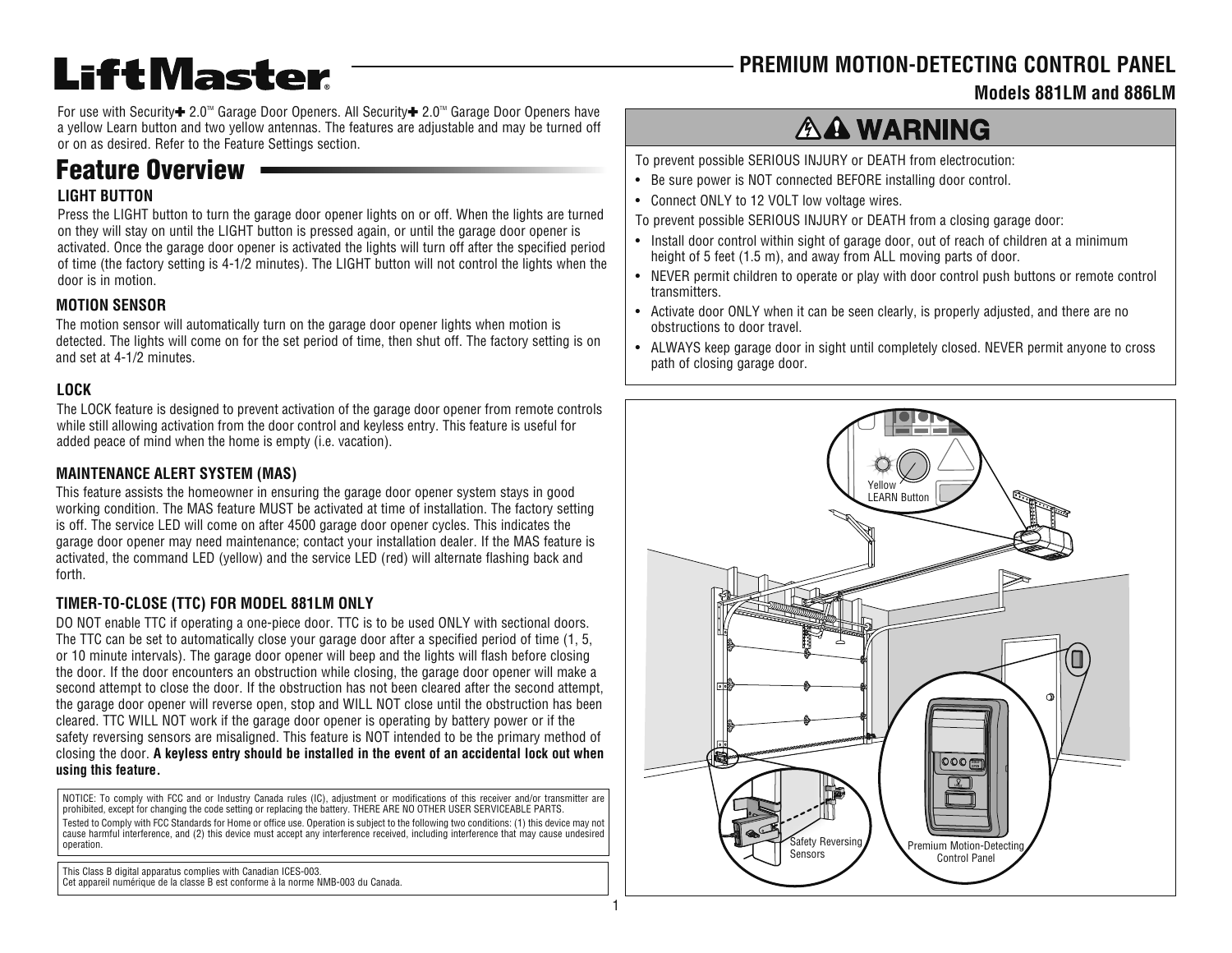# LiftMaster

## PREMIUM MOTION-DETECTING CONTROL PANEL

### Models 881LM and 886LM

For use with Security✚ 2.0™ Garage Door Openers. All Security✚ 2.0™ Garage Door Openers have a yellow Learn button and two yellow antennas. The features are adjustable and may be turned off or on as desired. Refer to the Feature Settings section.

## Feature Overview

### LIGHT BUTTON

Press the LIGHT button to turn the garage door opener lights on or off. When the lights are turned on they will stay on until the LIGHT button is pressed again, or until the garage door opener is activated. Once the garage door opener is activated the lights will turn off after the specified period of time (the factory setting is 4-1/2 minutes). The LIGHT button will not control the lights when the door is in motion.

### MOTION SENSOR

The motion sensor will automatically turn on the garage door opener lights when motion is detected. The lights will come on for the set period of time, then shut off. The factory setting is on and set at 4-1/2 minutes.

### LOCK

The LOCK feature is designed to prevent activation of the garage door opener from remote controls while still allowing activation from the door control and keyless entry. This feature is useful for added peace of mind when the home is empty (i.e. vacation).

### MAINTENANCE ALERT SYSTEM (MAS)

This feature assists the homeowner in ensuring the garage door opener system stays in good working condition. The MAS feature MUST be activated at time of installation. The factory setting is off. The service LED will come on after 4500 garage door opener cycles. This indicates the garage door opener may need maintenance; contact your installation dealer. If the MAS feature is activated, the command LED (yellow) and the service LED (red) will alternate flashing back and forth.

### TIMER-TO-CLOSE (TTC) FOR MODEL 881LM ONLY

DO NOT enable TTC if operating a one-piece door. TTC is to be used ONLY with sectional doors. The TTC can be set to automatically close your garage door after a specified period of time (1, 5, or 10 minute intervals). The garage door opener will beep and the lights will flash before closing the door. If the door encounters an obstruction while closing, the garage door opener will make a second attempt to close the door. If the obstruction has not been cleared after the second attempt, the garage door opener will reverse open, stop and WILL NOT close until the obstruction has been cleared. TTC WILL NOT work if the garage door opener is operating by battery power or if the safety reversing sensors are misaligned. This feature is NOT intended to be the primary method of closing the door. **A keyless entry should be installed in the event of an accidental lock out when using this feature.**

NOTICE: To comply with FCC and or Industry Canada rules (IC), adjustment or modifications of this receiver and/or transmitter are prohibited, except for changing the code setting or replacing the battery. THERE ARE NO OTHER USER SERVICEABLE PARTS.

Tested to Comply with FCC Standards for Home or office use. Operation is subject to the following two conditions: (1) this device may not cause harmful interference, and (2) this device must accept any interference received, including interference that may cause undesired operation.

This Class B digital apparatus complies with Canadian ICES-003.
Cet appareil numérique de la classe B est conforme à la norme NMB-003 du Canada.

## ⚠ WARNING

To prevent possible SERIOUS INJURY or DEATH from electrocution:

- Be sure power is NOT connected BEFORE installing door control.
- Connect ONLY to 12 VOLT low voltage wires.

To prevent possible SERIOUS INJURY or DEATH from a closing garage door:

- Install door control within sight of garage door, out of reach of children at a minimum height of 5 feet (1.5 m), and away from ALL moving parts of door.
- NEVER permit children to operate or play with door control push buttons or remote control transmitters.
- Activate door ONLY when it can be seen clearly, is properly adjusted, and there are no obstructions to door travel.
- ALWAYS keep garage door in sight until completely closed. NEVER permit anyone to cross path of closing garage door.

Yellow LEARN Button

Safety Reversing Sensors

Premium Motion-Detecting Control Panel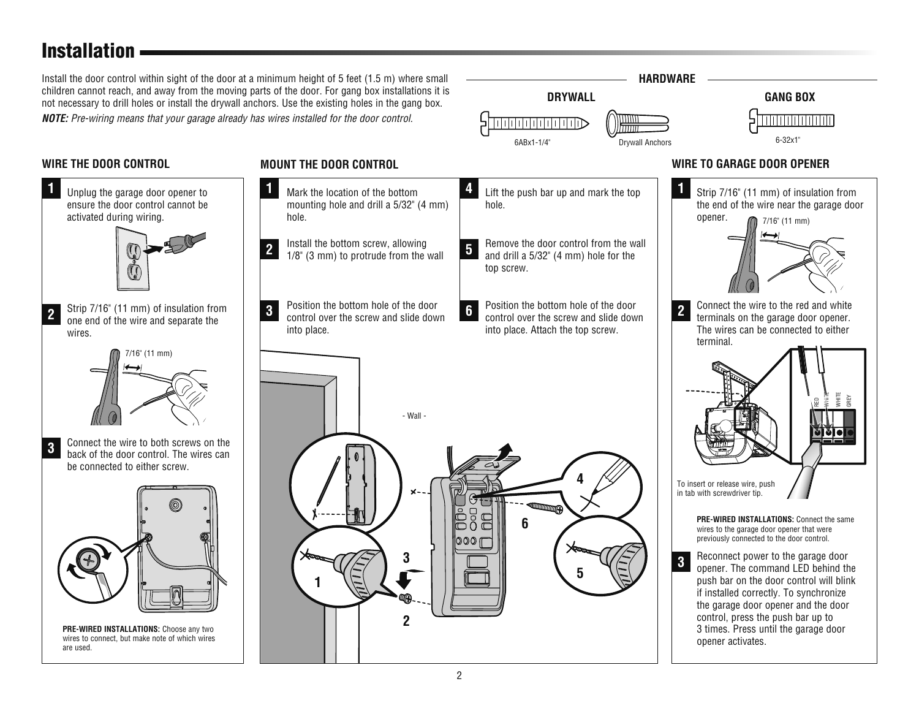# Installation

Install the door control within sight of the door at a minimum height of 5 feet (1.5 m) where small children cannot reach, and away from the moving parts of the door. For gang box installations it is not necessary to drill holes or install the drywall anchors. Use the existing holes in the gang box.

***NOTE:*** *Pre-wiring means that your garage already has wires installed for the door control.*

## HARDWARE

**DRYWALL**

6ABx1-1/4"

Drywall Anchors

**GANG BOX**

6-32x1"

## WIRE THE DOOR CONTROL

1. Unplug the garage door opener to ensure the door control cannot be activated during wiring.
2. Strip 7/16" (11 mm) of insulation from one end of the wire and separate the wires.

   7/16" (11 mm)
3. Connect the wire to both screws on the back of the door control. The wires can be connected to either screw.

**PRE-WIRED INSTALLATIONS:** Choose any two wires to connect, but make note of which wires are used.

## MOUNT THE DOOR CONTROL

1. Mark the location of the bottom mounting hole and drill a 5/32" (4 mm) hole.
2. Install the bottom screw, allowing 1/8" (3 mm) to protrude from the wall
3. Position the bottom hole of the door control over the screw and slide down into place.
4. Lift the push bar up and mark the top hole.
5. Remove the door control from the wall and drill a 5/32" (4 mm) hole for the top screw.
6. Position the bottom hole of the door control over the screw and slide down into place. Attach the top screw.

- Wall -

## WIRE TO GARAGE DOOR OPENER

1. Strip 7/16" (11 mm) of insulation from the end of the wire near the garage door opener.

   7/16" (11 mm)
2. Connect the wire to the red and white terminals on the garage door opener. The wires can be connected to either terminal.

   RED WHITE WHITE GREY

   To insert or release wire, push in tab with screwdriver tip.

   **PRE-WIRED INSTALLATIONS:** Connect the same wires to the garage door opener that were previously connected to the door control.
3. Reconnect power to the garage door opener. The command LED behind the push bar on the door control will blink if installed correctly. To synchronize the garage door opener and the door control, press the push bar up to 3 times. Press until the garage door opener activates.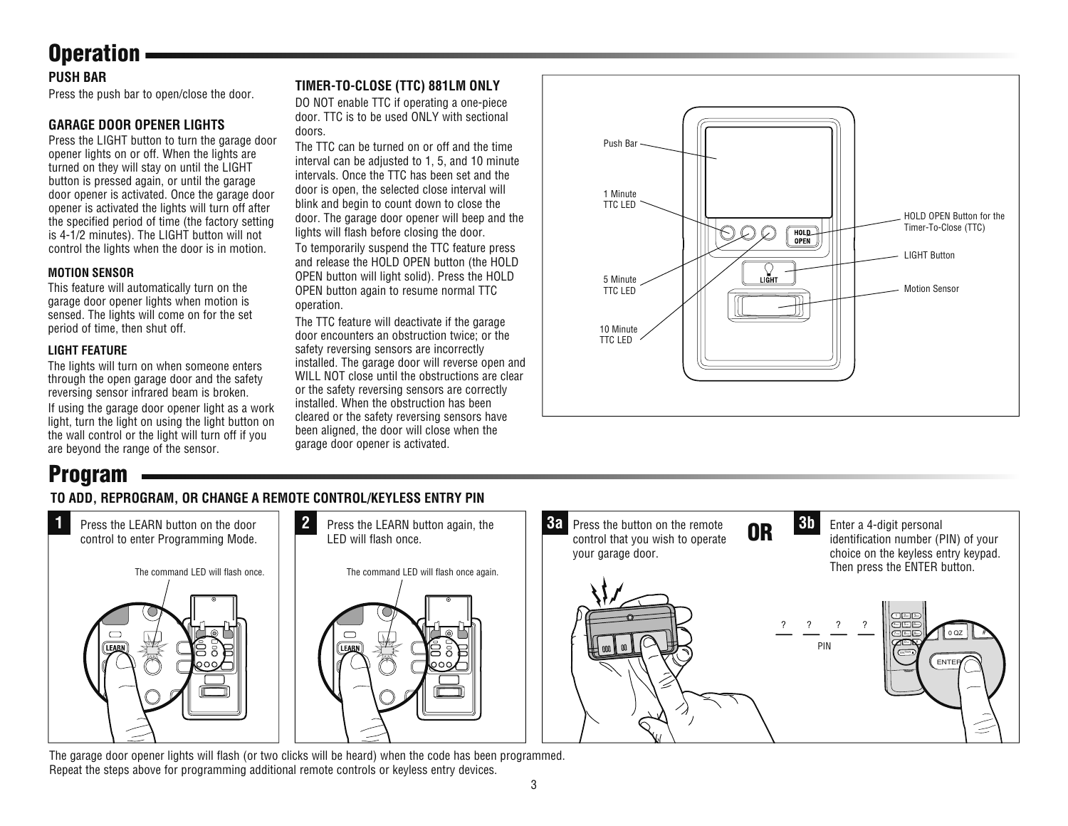# Operation

### PUSH BAR

Press the push bar to open/close the door.

### GARAGE DOOR OPENER LIGHTS

Press the LIGHT button to turn the garage door opener lights on or off. When the lights are turned on they will stay on until the LIGHT button is pressed again, or until the garage door opener is activated. Once the garage door opener is activated the lights will turn off after the specified period of time (the factory setting is 4-1/2 minutes). The LIGHT button will not control the lights when the door is in motion.

#### MOTION SENSOR

This feature will automatically turn on the garage door opener lights when motion is sensed. The lights will come on for the set period of time, then shut off.

#### LIGHT FEATURE

The lights will turn on when someone enters through the open garage door and the safety reversing sensor infrared beam is broken.

If using the garage door opener light as a work light, turn the light on using the light button on the wall control or the light will turn off if you are beyond the range of the sensor.

### TIMER-TO-CLOSE (TTC) 881LM ONLY

DO NOT enable TTC if operating a one-piece door. TTC is to be used ONLY with sectional doors.

The TTC can be turned on or off and the time interval can be adjusted to 1, 5, and 10 minute intervals. Once the TTC has been set and the door is open, the selected close interval will blink and begin to count down to close the door. The garage door opener will beep and the lights will flash before closing the door.

To temporarily suspend the TTC feature press and release the HOLD OPEN button (the HOLD OPEN button will light solid). Press the HOLD OPEN button again to resume normal TTC operation.

The TTC feature will deactivate if the garage door encounters an obstruction twice; or the safety reversing sensors are incorrectly installed. The garage door will reverse open and WILL NOT close until the obstructions are clear or the safety reversing sensors are correctly installed. When the obstruction has been cleared or the safety reversing sensors have been aligned, the door will close when the garage door opener is activated.

Push Bar
1 Minute TTC LED
5 Minute TTC LED
10 Minute TTC LED
HOLD OPEN Button for the Timer-To-Close (TTC)
LIGHT Button
Motion Sensor

# Program

### TO ADD, REPROGRAM, OR CHANGE A REMOTE CONTROL/KEYLESS ENTRY PIN

**1** Press the LEARN button on the door control to enter Programming Mode.

The command LED will flash once.

**2** Press the LEARN button again, the LED will flash once.

The command LED will flash once again.

**3a** Press the button on the remote control that you wish to operate your garage door.

**OR**

**3b** Enter a 4-digit personal identification number (PIN) of your choice on the keyless entry keypad. Then press the ENTER button.

? ? ? ?
PIN

The garage door opener lights will flash (or two clicks will be heard) when the code has been programmed.
Repeat the steps above for programming additional remote controls or keyless entry devices.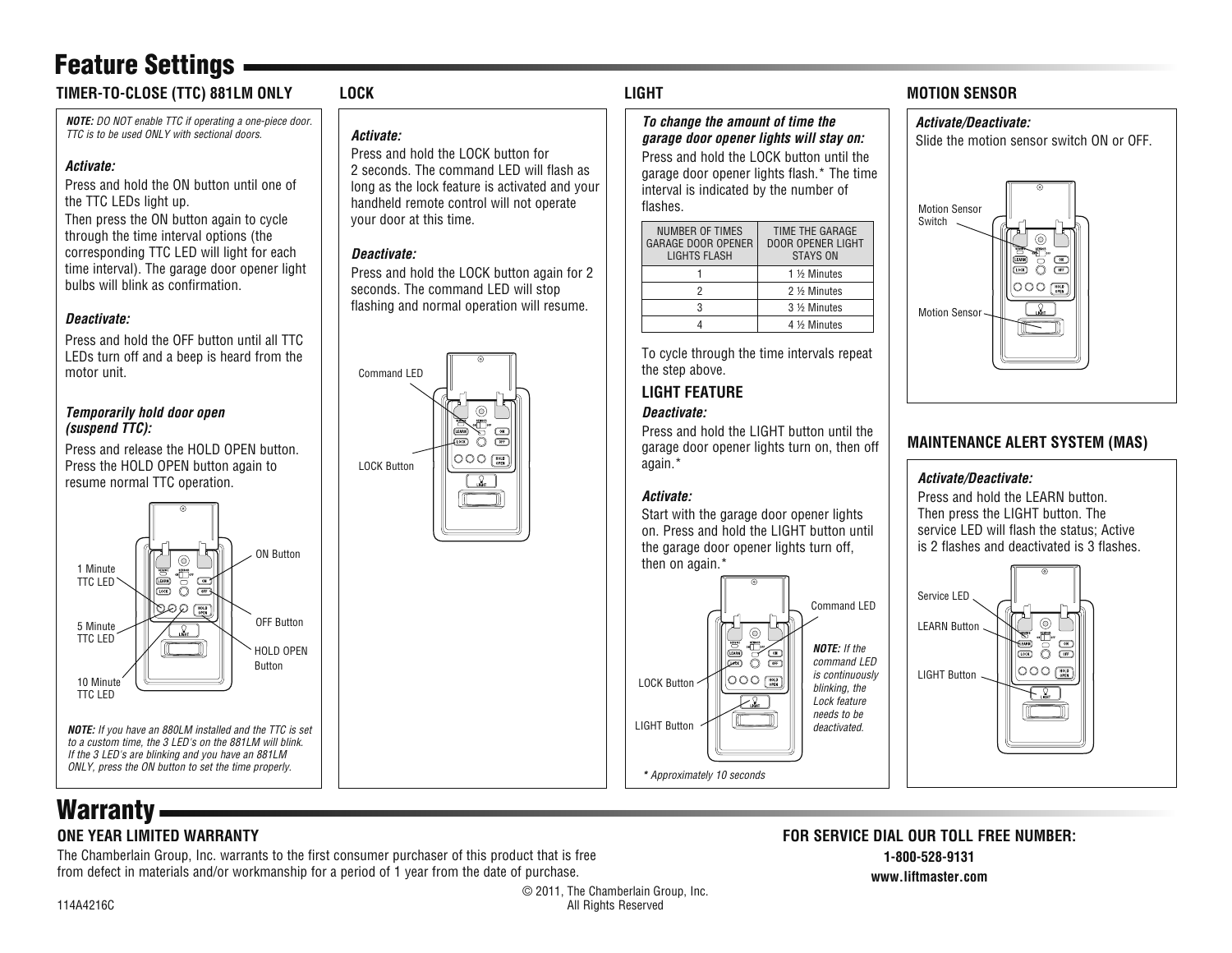# Feature Settings

## TIMER-TO-CLOSE (TTC) 881LM ONLY

***NOTE:*** *DO NOT enable TTC if operating a one-piece door. TTC is to be used ONLY with sectional doors.*

***Activate:***

Press and hold the ON button until one of the TTC LEDs light up.

Then press the ON button again to cycle through the time interval options (the corresponding TTC LED will light for each time interval). The garage door opener light bulbs will blink as confirmation.

***Deactivate:***

Press and hold the OFF button until all TTC LEDs turn off and a beep is heard from the motor unit.

***Temporarily hold door open (suspend TTC):***

Press and release the HOLD OPEN button. Press the HOLD OPEN button again to resume normal TTC operation.

1 Minute TTC LED

5 Minute TTC LED

10 Minute TTC LED

ON Button

OFF Button

HOLD OPEN Button

***NOTE:*** *If you have an 880LM installed and the TTC is set to a custom time, the 3 LED's on the 881LM will blink. If the 3 LED's are blinking and you have an 881LM ONLY, press the ON button to set the time properly.*

## LOCK

***Activate:***

Press and hold the LOCK button for 2 seconds. The command LED will flash as long as the lock feature is activated and your handheld remote control will not operate your door at this time.

***Deactivate:***

Press and hold the LOCK button again for 2 seconds. The command LED will stop flashing and normal operation will resume.

Command LED

LOCK Button

## LIGHT

***To change the amount of time the garage door opener lights will stay on:***

Press and hold the LOCK button until the garage door opener lights flash.* The time interval is indicated by the number of flashes.

| NUMBER OF TIMES GARAGE DOOR OPENER LIGHTS FLASH | TIME THE GARAGE DOOR OPENER LIGHT STAYS ON |
|---|---|
| 1 | 1 ½ Minutes |
| 2 | 2 ½ Minutes |
| 3 | 3 ½ Minutes |
| 4 | 4 ½ Minutes |

To cycle through the time intervals repeat the step above.

### LIGHT FEATURE

***Deactivate:***

Press and hold the LIGHT button until the garage door opener lights turn on, then off again.*

***Activate:***

Start with the garage door opener lights on. Press and hold the LIGHT button until the garage door opener lights turn off, then on again.*

Command LED

LOCK Button

LIGHT Button

***NOTE:*** *If the command LED is continuously blinking, the Lock feature needs to be deactivated.*

*\* Approximately 10 seconds*

## MOTION SENSOR

***Activate/Deactivate:***

Slide the motion sensor switch ON or OFF.

Motion Sensor Switch

Motion Sensor

## MAINTENANCE ALERT SYSTEM (MAS)

***Activate/Deactivate:***

Press and hold the LEARN button. Then press the LIGHT button. The service LED will flash the status; Active is 2 flashes and deactivated is 3 flashes.

Service LED

LEARN Button

LIGHT Button

# Warranty

## ONE YEAR LIMITED WARRANTY

The Chamberlain Group, Inc. warrants to the first consumer purchaser of this product that is free from defect in materials and/or workmanship for a period of 1 year from the date of purchase.

## FOR SERVICE DIAL OUR TOLL FREE NUMBER:

**1-800-528-9131**

**www.liftmaster.com**

114A4216C

© 2011, The Chamberlain Group, Inc.
All Rights Reserved